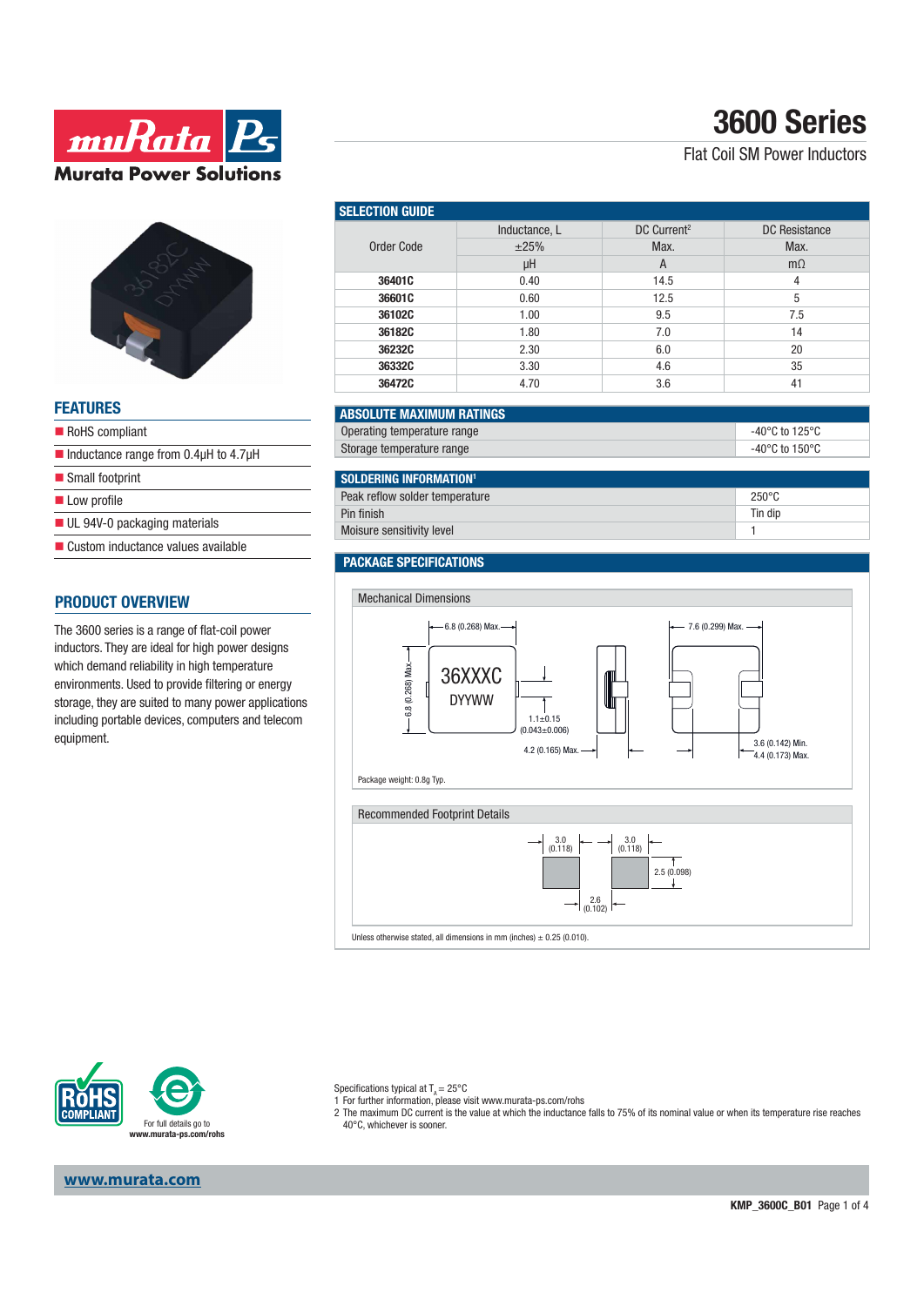# 3600 Series

Flat Coil SM Power Inductors

## FEATURES

- RoHS compliant
- Inductance range from 0.4µH to 4.7µH
- Small footprint
- Low profile
- UL 94V-0 packaging materials
- Custom inductance values available

## PRODUCT OVERVIEW

The 3600 series is a range of flat-coil power inductors. They are ideal for high power designs which demand reliability in high temperature environments. Used to provide filtering or energy storage, they are suited to many power applications including portable devices, computers and telecom equipment.

## SELECTION GUIDE

| Order Code | Inductance, L ±25% µH | DC Current[2] Max. A | DC Resistance Max. mΩ |
|---|---|---|---|
| 36401C | 0.40 | 14.5 | 4 |
| 36601C | 0.60 | 12.5 | 5 |
| 36102C | 1.00 | 9.5 | 7.5 |
| 36182C | 1.80 | 7.0 | 14 |
| 36232C | 2.30 | 6.0 | 20 |
| 36332C | 3.30 | 4.6 | 35 |
| 36472C | 4.70 | 3.6 | 41 |

## ABSOLUTE MAXIMUM RATINGS

| | |
|---|---|
| Operating temperature range | -40°C to 125°C |
| Storage temperature range | -40°C to 150°C |

## SOLDERING INFORMATION[1]

| | |
|---|---|
| Peak reflow solder temperature | 250°C |
| Pin finish | Tin dip |
| Moisure sensitivity level | 1 |

## PACKAGE SPECIFICATIONS

### Mechanical Dimensions

36XXXC
DYYWW

6.8 (0.268) Max.; 6.8 (0.268) Max.; 1.1±0.15 (0.043±0.006); 4.2 (0.165) Max.; 7.6 (0.299) Max.; 3.6 (0.142) Min.; 4.4 (0.173) Max.

Package weight: 0.8g Typ.

### Recommended Footprint Details

3.0 (0.118); 3.0 (0.118); 2.5 (0.098); 2.6 (0.102)

Unless otherwise stated, all dimensions in mm (inches) ± 0.25 (0.010).

For full details go to www.murata-ps.com/rohs

Specifications typical at $T_A = 25°C$

1 For further information, please visit www.murata-ps.com/rohs

2 The maximum DC current is the value at which the inductance falls to 75% of its nominal value or when its temperature rise reaches 40°C, whichever is sooner.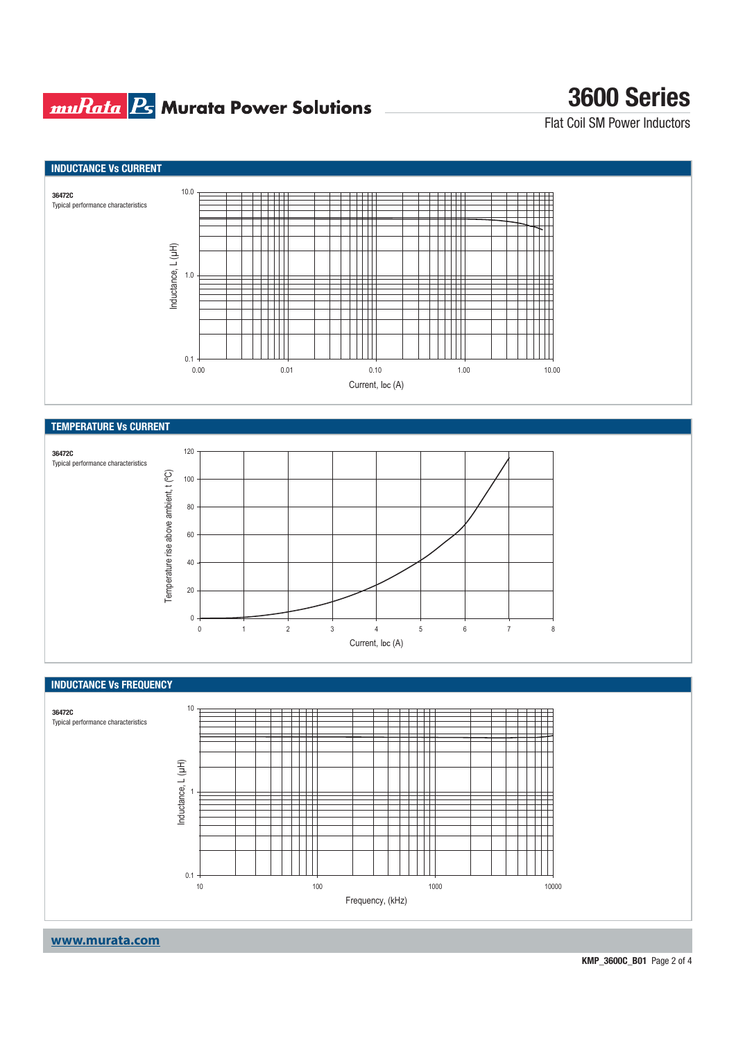## INDUCTANCE Vs CURRENT

**36472C**
Typical performance characteristics

Inductance, L (µH)

10.0
1.0
0.1

0.00 0.01 0.10 1.00 10.00

Current, IDC (A)

## TEMPERATURE Vs CURRENT

**36472C**
Typical performance characteristics

Temperature rise above ambient, t (ºC)

120
100
80
60
40
20
0

0 1 2 3 4 5 6 7 8

Current, IDC (A)

## INDUCTANCE Vs FREQUENCY

**36472C**
Typical performance characteristics

Inductance, L (µH)

10
1
0.1

10 100 1000 10000

Frequency, (kHz)

**www.murata.com**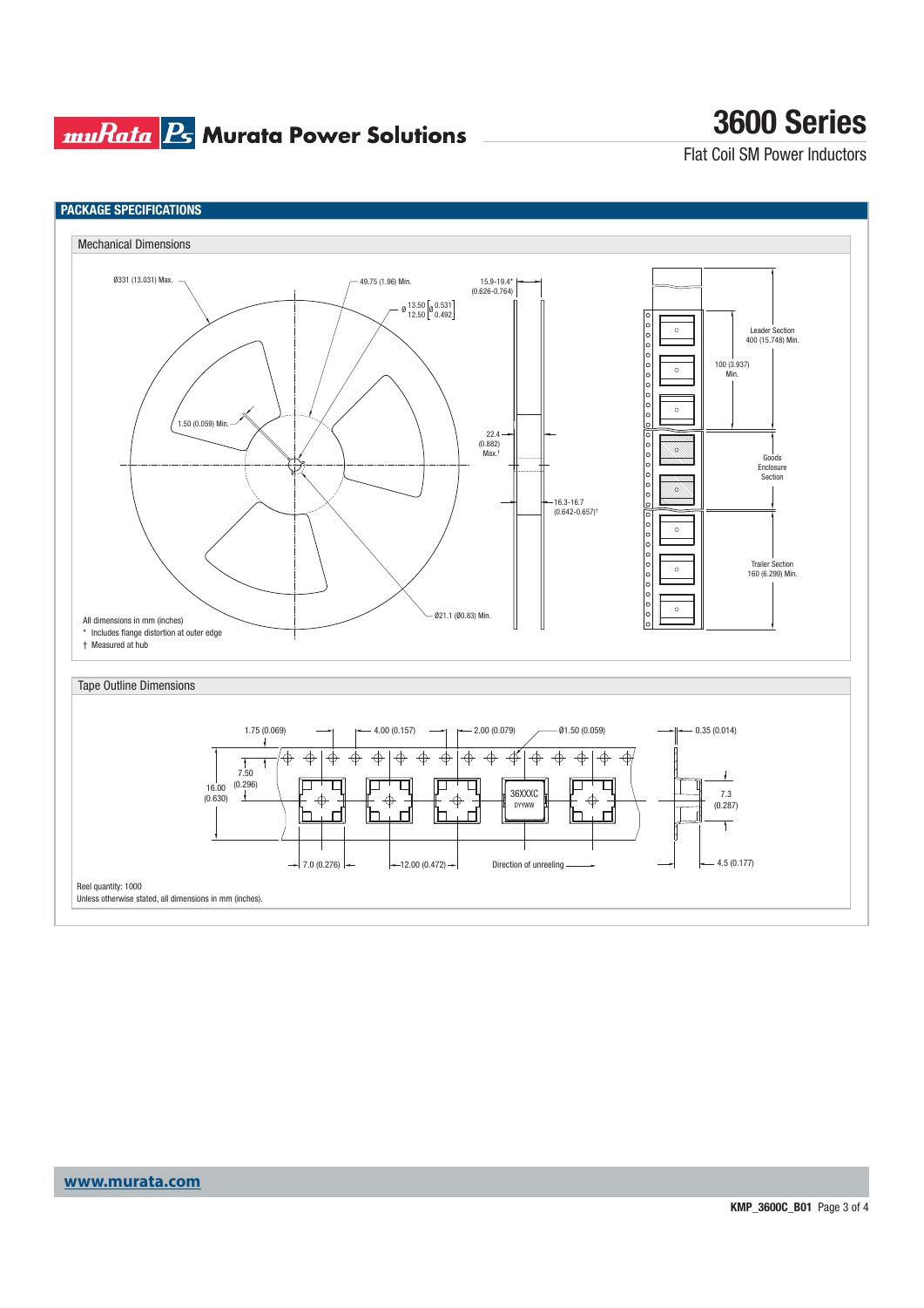## PACKAGE SPECIFICATIONS

### Mechanical Dimensions

Ø331 (13.031) Max.

49.75 (1.96) Min.

Ø 13.50 / 12.50 [Ø 0.531 / 0.492]

15.9-19.4* (0.626-0.764)

1.50 (0.059) Min.

22.4 (0.882) Max.†

16.3-16.7 (0.642-0.657)†

Ø21.1 (Ø0.83) Min.

Leader Section 400 (15.748) Min.

100 (3.937) Min.

Goods Enclosure Section

Trailer Section 160 (6.299) Min.

All dimensions in mm (inches)

* Includes flange distortion at outer edge

† Measured at hub

### Tape Outline Dimensions

1.75 (0.069)

4.00 (0.157)

2.00 (0.079)

Ø1.50 (0.059)

0.35 (0.014)

7.50 (0.296)

16.00 (0.630)

36XXXC DYYWW

7.3 (0.287)

7.0 (0.276)

12.00 (0.472)

Direction of unreeling

4.5 (0.177)

Reel quantity: 1000

Unless otherwise stated, all dimensions in mm (inches).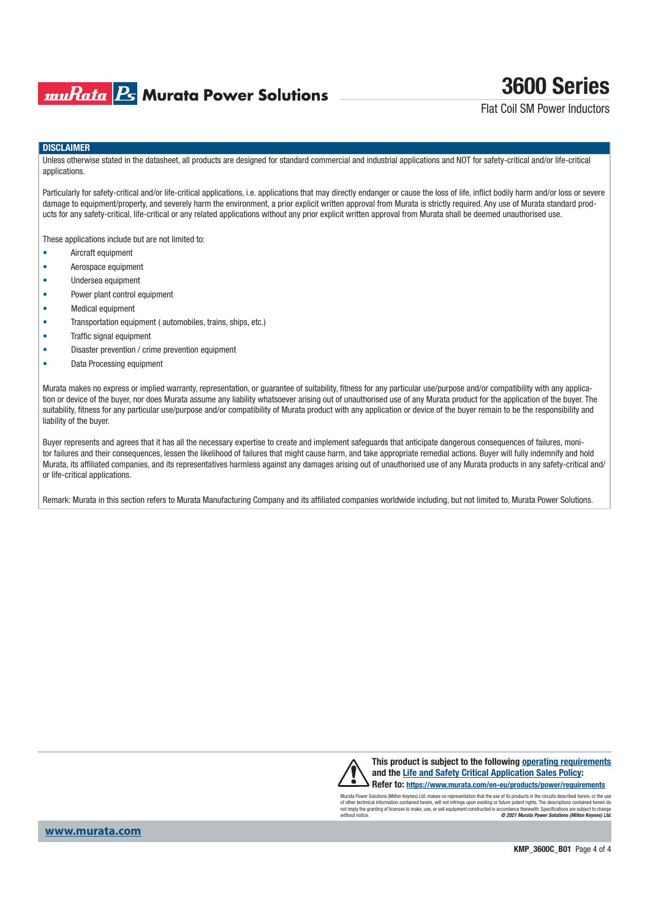## DISCLAIMER

Unless otherwise stated in the datasheet, all products are designed for standard commercial and industrial applications and NOT for safety-critical and/or life-critical applications.

Particularly for safety-critical and/or life-critical applications, i.e. applications that may directly endanger or cause the loss of life, inflict bodily harm and/or loss or severe damage to equipment/property, and severely harm the environment, a prior explicit written approval from Murata is strictly required. Any use of Murata standard products for any safety-critical, life-critical or any related applications without any prior explicit written approval from Murata shall be deemed unauthorised use.

These applications include but are not limited to:

- Aircraft equipment
- Aerospace equipment
- Undersea equipment
- Power plant control equipment
- Medical equipment
- Transportation equipment ( automobiles, trains, ships, etc.)
- Traffic signal equipment
- Disaster prevention / crime prevention equipment
- Data Processing equipment

Murata makes no express or implied warranty, representation, or guarantee of suitability, fitness for any particular use/purpose and/or compatibility with any application or device of the buyer, nor does Murata assume any liability whatsoever arising out of unauthorised use of any Murata product for the application of the buyer. The suitability, fitness for any particular use/purpose and/or compatibility of Murata product with any application or device of the buyer remain to be the responsibility and liability of the buyer.

Buyer represents and agrees that it has all the necessary expertise to create and implement safeguards that anticipate dangerous consequences of failures, monitor failures and their consequences, lessen the likelihood of failures that might cause harm, and take appropriate remedial actions. Buyer will fully indemnify and hold Murata, its affiliated companies, and its representatives harmless against any damages arising out of unauthorised use of any Murata products in any safety-critical and/or life-critical applications.

Remark: Murata in this section refers to Murata Manufacturing Company and its affiliated companies worldwide including, but not limited to, Murata Power Solutions.

**This product is subject to the following operating requirements and the Life and Safety Critical Application Sales Policy:**
**Refer to: https://www.murata.com/en-eu/products/power/requirements**

Murata Power Solutions (Milton Keynes) Ltd. makes no representation that the use of its products in the circuits described herein, or the use of other technical information contained herein, will not infringe upon existing or future patent rights. The descriptions contained herein do not imply the granting of licenses to make, use, or sell equipment constructed in accordance therewith. Specifications are subject to change without notice.
*© 2021 Murata Power Solutions (Milton Keynes) Ltd.*